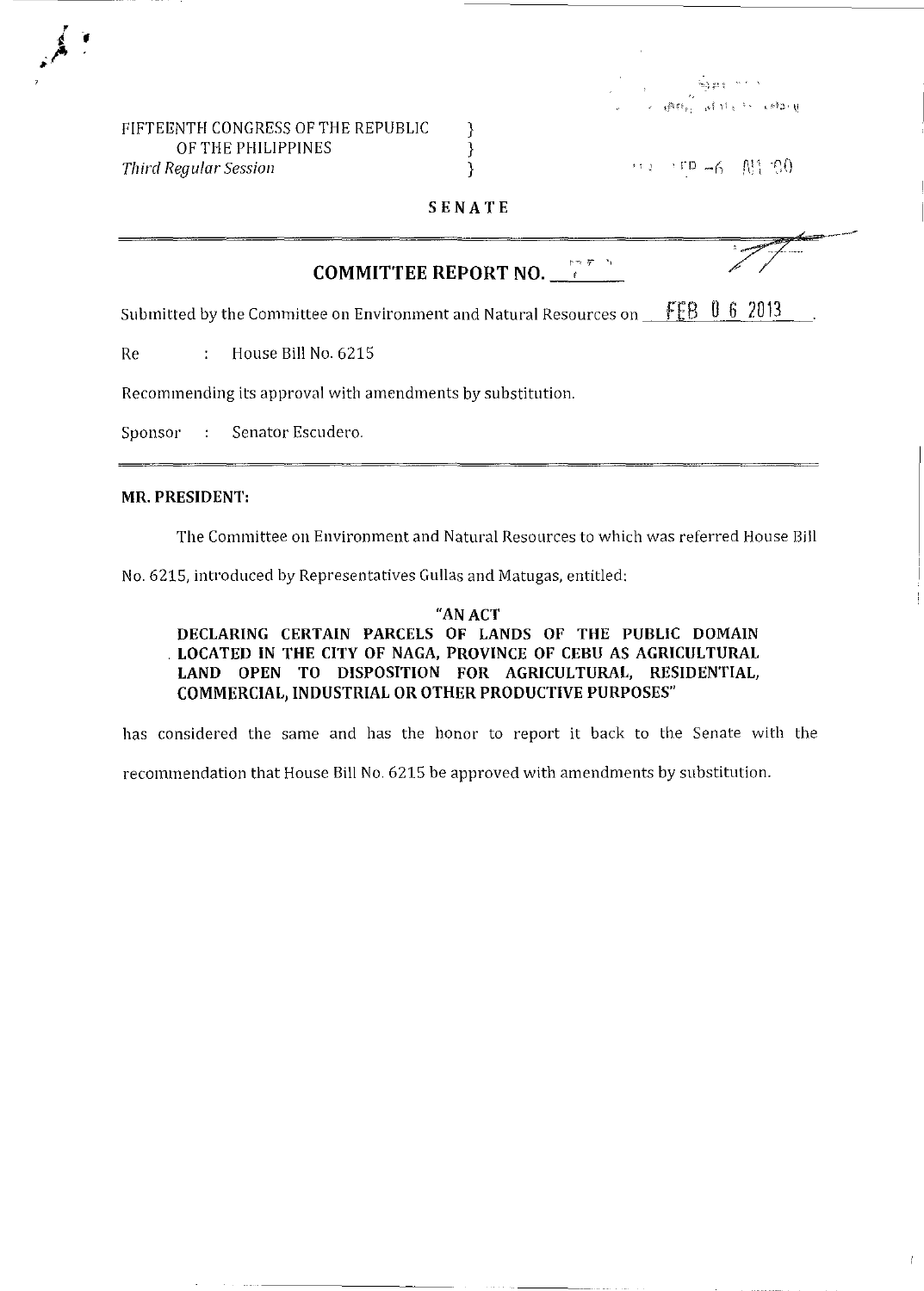FIFTEENTH CONGRESS OF THE REPUBLIC OF THE PHILIPPINES }
*Third Regular Session* }

**SENATE**

## COMMITTEE REPORT NO. ___

Submitted by the Committee on Environment and Natural Resources on FEB 06 2013.

Re : House Bill No. 6215

Recommending its approval with amendments by substitution.

Sponsor : Senator Escudero.

**MR. PRESIDENT:**

The Committee on Environment and Natural Resources to which was referred House Bill No. 6215, introduced by Representatives Gullas and Matugas, entitled:

> **"AN ACT**
> **DECLARING CERTAIN PARCELS OF LANDS OF THE PUBLIC DOMAIN LOCATED IN THE CITY OF NAGA, PROVINCE OF CEBU AS AGRICULTURAL LAND OPEN TO DISPOSITION FOR AGRICULTURAL, RESIDENTIAL, COMMERCIAL, INDUSTRIAL OR OTHER PRODUCTIVE PURPOSES"**

has considered the same and has the honor to report it back to the Senate with the recommendation that House Bill No. 6215 be approved with amendments by substitution.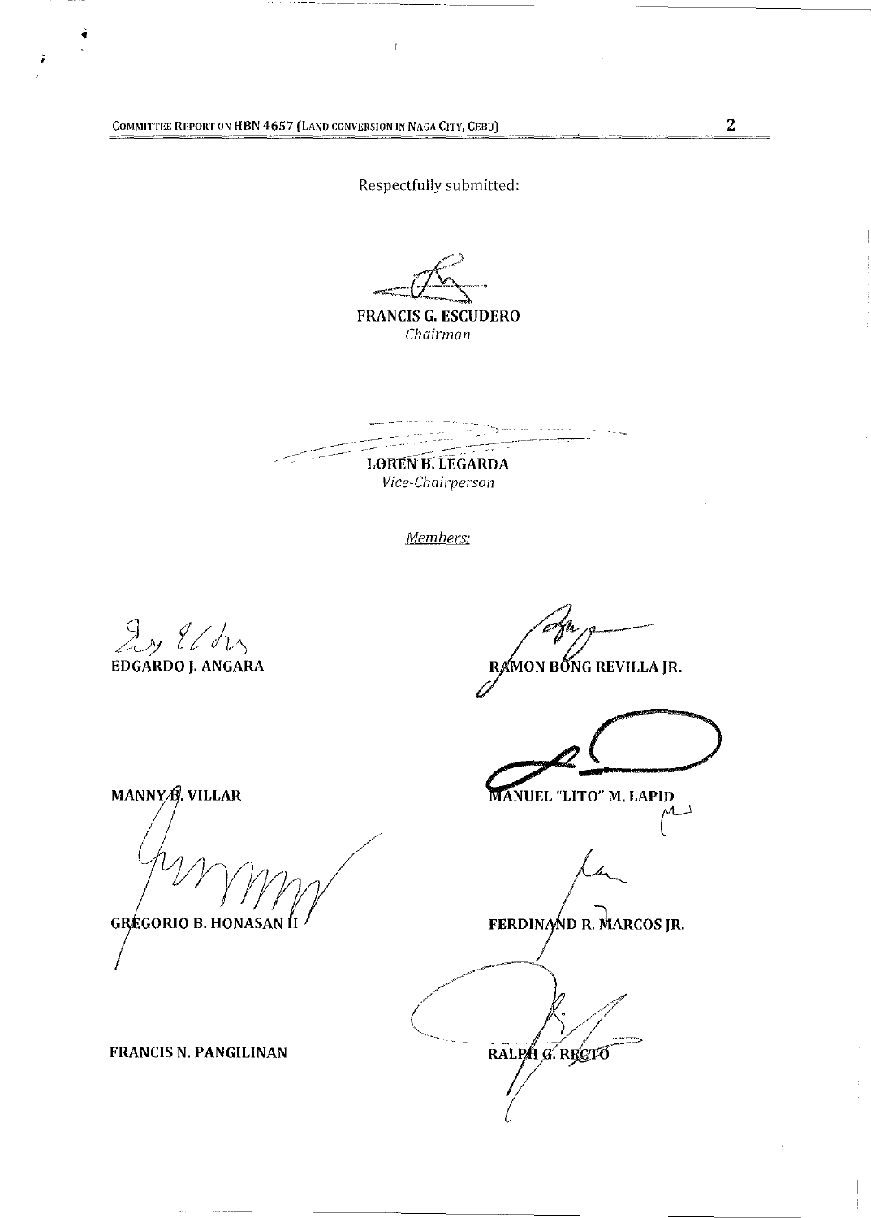Respectfully submitted:

**FRANCIS G. ESCUDERO**
*Chairman*

**LOREN B. LEGARDA**
*Vice-Chairperson*

*Members:*

**EDGARDO J. ANGARA**

**RAMON BONG REVILLA JR.**

**MANNY B. VILLAR**

**MANUEL "LITO" M. LAPID**

**GREGORIO B. HONASAN II**

**FERDINAND R. MARCOS JR.**

**FRANCIS N. PANGILINAN**

**RALPH G. RECTO**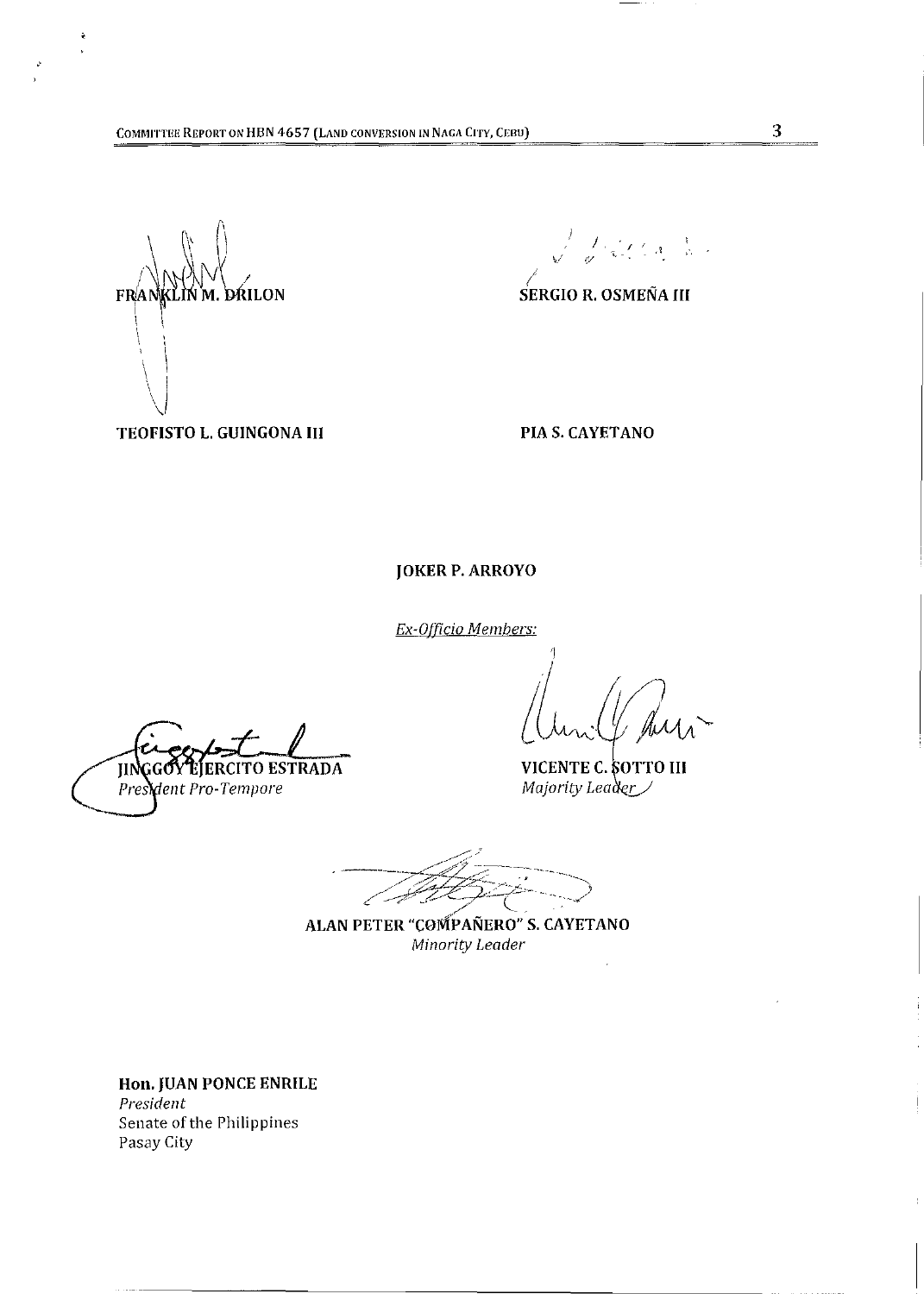FRANKLIN M. DRILON

SERGIO R. OSMEÑA III

TEOFISTO L. GUINGONA III

PIA S. CAYETANO

JOKER P. ARROYO

*Ex-Officio Members:*

JINGGOY EJERCITO ESTRADA
*President Pro-Tempore*

VICENTE C. SOTTO III
*Majority Leader*

ALAN PETER "COMPAÑERO" S. CAYETANO
*Minority Leader*

**Hon. JUAN PONCE ENRILE**
*President*
Senate of the Philippines
Pasay City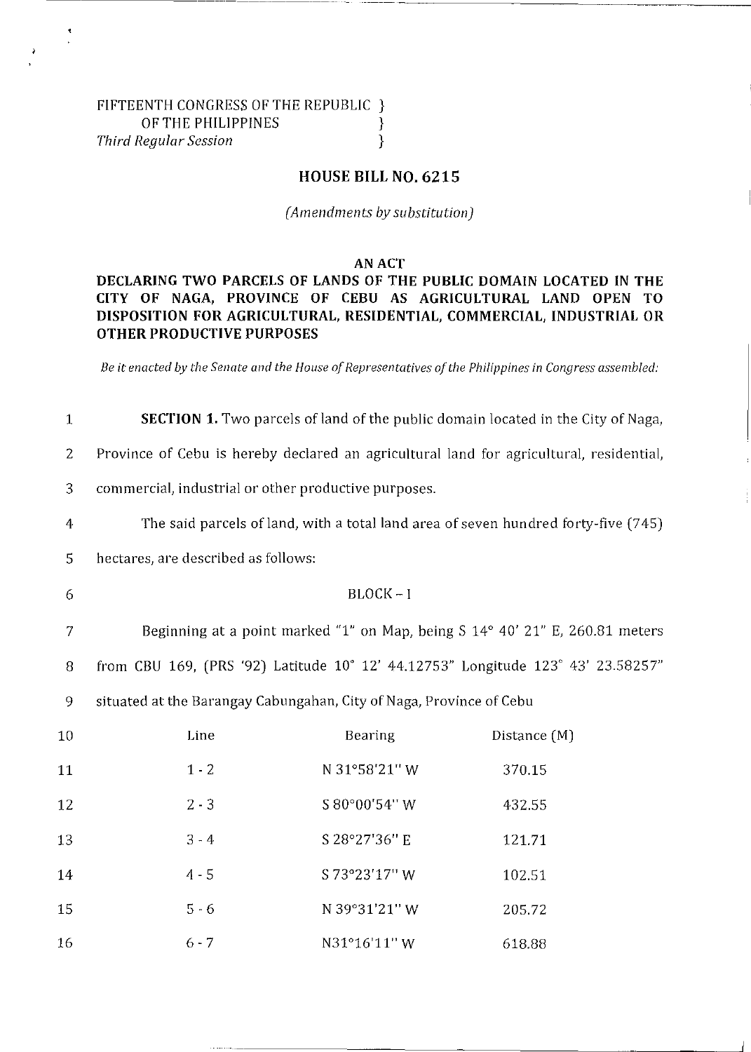FIFTEENTH CONGRESS OF THE REPUBLIC }
OF THE PHILIPPINES }
*Third Regular Session* }

## HOUSE BILL NO. 6215

*(Amendments by substitution)*

### AN ACT
### DECLARING TWO PARCELS OF LANDS OF THE PUBLIC DOMAIN LOCATED IN THE CITY OF NAGA, PROVINCE OF CEBU AS AGRICULTURAL LAND OPEN TO DISPOSITION FOR AGRICULTURAL, RESIDENTIAL, COMMERCIAL, INDUSTRIAL OR OTHER PRODUCTIVE PURPOSES

*Be it enacted by the Senate and the House of Representatives of the Philippines in Congress assembled:*

1 **SECTION 1.** Two parcels of land of the public domain located in the City of Naga,
2 Province of Cebu is hereby declared an agricultural land for agricultural, residential,
3 commercial, industrial or other productive purposes.

4 The said parcels of land, with a total land area of seven hundred forty-five (745)
5 hectares, are described as follows:

6 BLOCK – I

7 Beginning at a point marked "1" on Map, being S 14° 40' 21" E, 260.81 meters
8 from CBU 169, (PRS '92) Latitude 10° 12' 44.12753" Longitude 123° 43' 23.58257"
9 situated at the Barangay Cabungahan, City of Naga, Province of Cebu

| | Line | Bearing | Distance (M) |
|---|---|---|---|
| 10 | Line | Bearing | Distance (M) |
| 11 | 1 - 2 | N 31°58'21" W | 370.15 |
| 12 | 2 - 3 | S 80°00'54" W | 432.55 |
| 13 | 3 - 4 | S 28°27'36" E | 121.71 |
| 14 | 4 - 5 | S 73°23'17" W | 102.51 |
| 15 | 5 - 6 | N 39°31'21" W | 205.72 |
| 16 | 6 - 7 | N31°16'11" W | 618.88 |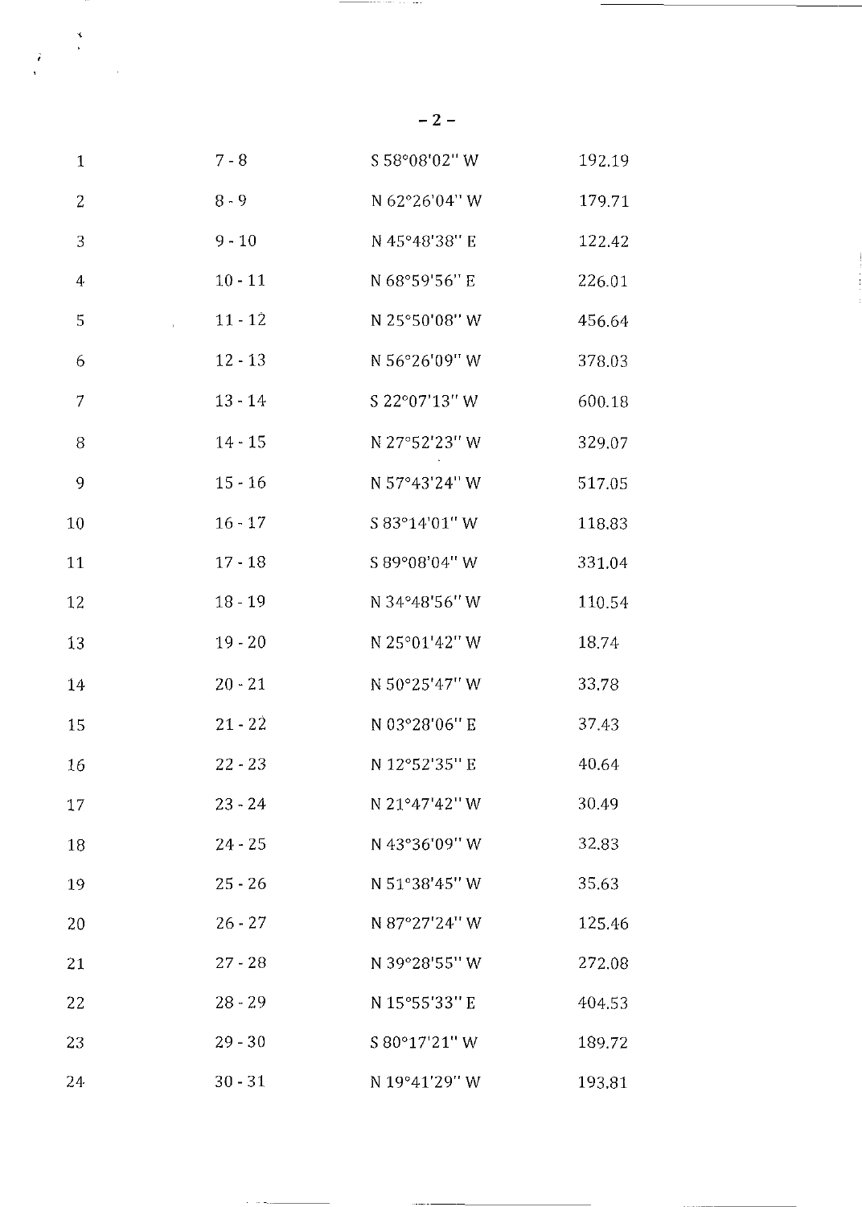| | | | |
|---|---|---|---|
| 1 | 7 - 8 | S 58°08'02" W | 192.19 |
| 2 | 8 - 9 | N 62°26'04" W | 179.71 |
| 3 | 9 - 10 | N 45°48'38" E | 122.42 |
| 4 | 10 - 11 | N 68°59'56" E | 226.01 |
| 5 | 11 - 12 | N 25°50'08" W | 456.64 |
| 6 | 12 - 13 | N 56°26'09" W | 378.03 |
| 7 | 13 - 14 | S 22°07'13" W | 600.18 |
| 8 | 14 - 15 | N 27°52'23" W | 329.07 |
| 9 | 15 - 16 | N 57°43'24" W | 517.05 |
| 10 | 16 - 17 | S 83°14'01" W | 118.83 |
| 11 | 17 - 18 | S 89°08'04" W | 331.04 |
| 12 | 18 - 19 | N 34°48'56" W | 110.54 |
| 13 | 19 - 20 | N 25°01'42" W | 18.74 |
| 14 | 20 - 21 | N 50°25'47" W | 33.78 |
| 15 | 21 - 22 | N 03°28'06" E | 37.43 |
| 16 | 22 - 23 | N 12°52'35" E | 40.64 |
| 17 | 23 - 24 | N 21°47'42" W | 30.49 |
| 18 | 24 - 25 | N 43°36'09" W | 32.83 |
| 19 | 25 - 26 | N 51°38'45" W | 35.63 |
| 20 | 26 - 27 | N 87°27'24" W | 125.46 |
| 21 | 27 - 28 | N 39°28'55" W | 272.08 |
| 22 | 28 - 29 | N 15°55'33" E | 404.53 |
| 23 | 29 - 30 | S 80°17'21" W | 189.72 |
| 24 | 30 - 31 | N 19°41'29" W | 193.81 |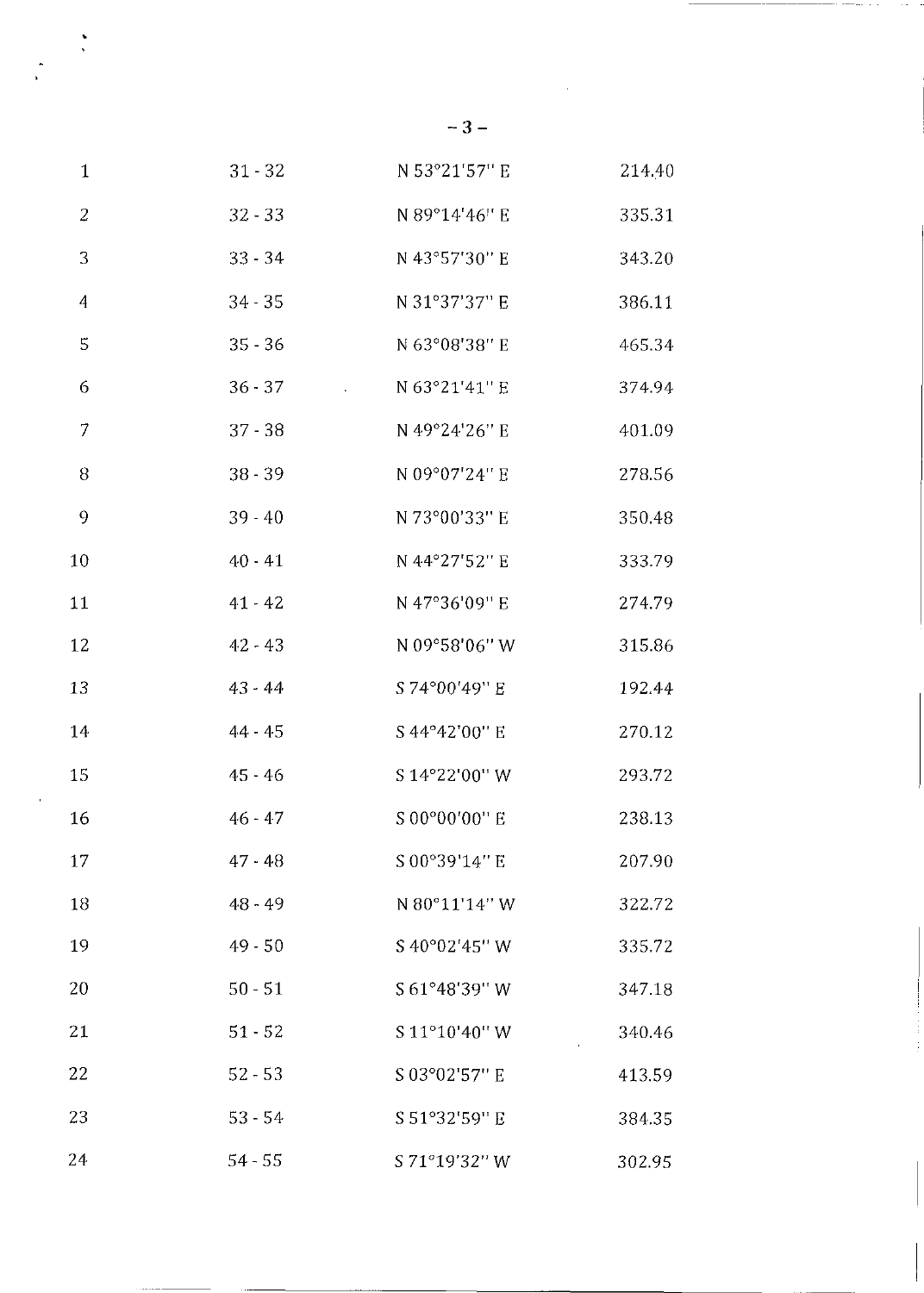| | | | |
|---|---|---|---|
| 1 | 31 - 32 | N 53°21'57" E | 214.40 |
| 2 | 32 - 33 | N 89°14'46" E | 335.31 |
| 3 | 33 - 34 | N 43°57'30" E | 343.20 |
| 4 | 34 - 35 | N 31°37'37" E | 386.11 |
| 5 | 35 - 36 | N 63°08'38" E | 465.34 |
| 6 | 36 - 37 | N 63°21'41" E | 374.94 |
| 7 | 37 - 38 | N 49°24'26" E | 401.09 |
| 8 | 38 - 39 | N 09°07'24" E | 278.56 |
| 9 | 39 - 40 | N 73°00'33" E | 350.48 |
| 10 | 40 - 41 | N 44°27'52" E | 333.79 |
| 11 | 41 - 42 | N 47°36'09" E | 274.79 |
| 12 | 42 - 43 | N 09°58'06" W | 315.86 |
| 13 | 43 - 44 | S 74°00'49" E | 192.44 |
| 14 | 44 - 45 | S 44°42'00" E | 270.12 |
| 15 | 45 - 46 | S 14°22'00" W | 293.72 |
| 16 | 46 - 47 | S 00°00'00" E | 238.13 |
| 17 | 47 - 48 | S 00°39'14" E | 207.90 |
| 18 | 48 - 49 | N 80°11'14" W | 322.72 |
| 19 | 49 - 50 | S 40°02'45" W | 335.72 |
| 20 | 50 - 51 | S 61°48'39" W | 347.18 |
| 21 | 51 - 52 | S 11°10'40" W | 340.46 |
| 22 | 52 - 53 | S 03°02'57" E | 413.59 |
| 23 | 53 - 54 | S 51°32'59" E | 384.35 |
| 24 | 54 - 55 | S 71°19'32" W | 302.95 |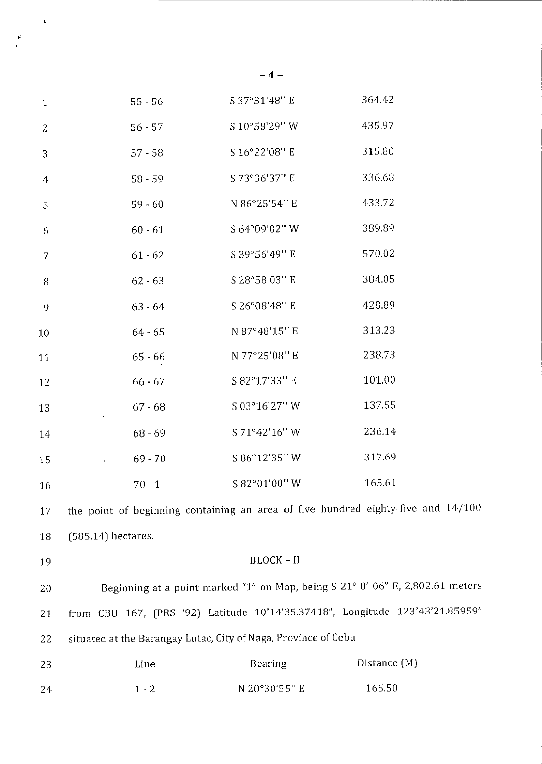| | | |
|---|---|---|
| 55 - 56 | S 37°31'48" E | 364.42 |
| 56 - 57 | S 10°58'29" W | 435.97 |
| 57 - 58 | S 16°22'08" E | 315.80 |
| 58 - 59 | S 73°36'37" E | 336.68 |
| 59 - 60 | N 86°25'54" E | 433.72 |
| 60 - 61 | S 64°09'02" W | 389.89 |
| 61 - 62 | S 39°56'49" E | 570.02 |
| 62 - 63 | S 28°58'03" E | 384.05 |
| 63 - 64 | S 26°08'48" E | 428.89 |
| 64 - 65 | N 87°48'15" E | 313.23 |
| 65 - 66 | N 77°25'08" E | 238.73 |
| 66 - 67 | S 82°17'33" E | 101.00 |
| 67 - 68 | S 03°16'27" W | 137.55 |
| 68 - 69 | S 71°42'16" W | 236.14 |
| 69 - 70 | S 86°12'35" W | 317.69 |
| 70 - 1 | S 82°01'00" W | 165.61 |

the point of beginning containing an area of five hundred eighty-five and 14/100 (585.14) hectares.

BLOCK – II

Beginning at a point marked "1" on Map, being S 21° 0' 06" E, 2,802.61 meters from CBU 167, (PRS '92) Latitude 10°14'35.37418", Longitude 123°43'21.85959" situated at the Barangay Lutac, City of Naga, Province of Cebu

| Line | Bearing | Distance (M) |
|---|---|---|
| 1 - 2 | N 20°30'55" E | 165.50 |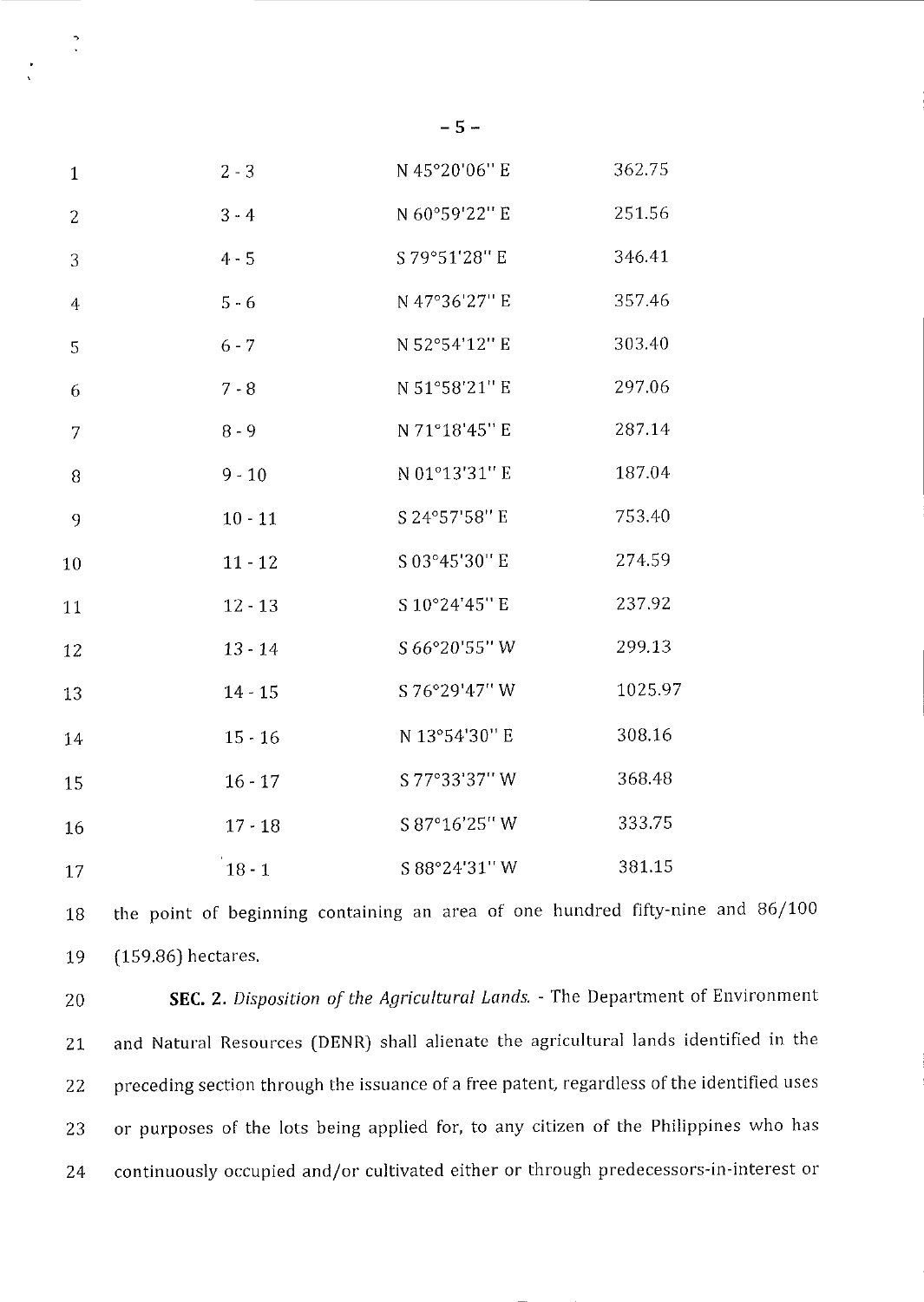| | | |
|---|---|---|
| 2 - 3 | N 45°20'06" E | 362.75 |
| 3 - 4 | N 60°59'22" E | 251.56 |
| 4 - 5 | S 79°51'28" E | 346.41 |
| 5 - 6 | N 47°36'27" E | 357.46 |
| 6 - 7 | N 52°54'12" E | 303.40 |
| 7 - 8 | N 51°58'21" E | 297.06 |
| 8 - 9 | N 71°18'45" E | 287.14 |
| 9 - 10 | N 01°13'31" E | 187.04 |
| 10 - 11 | S 24°57'58" E | 753.40 |
| 11 - 12 | S 03°45'30" E | 274.59 |
| 12 - 13 | S 10°24'45" E | 237.92 |
| 13 - 14 | S 66°20'55" W | 299.13 |
| 14 - 15 | S 76°29'47" W | 1025.97 |
| 15 - 16 | N 13°54'30" E | 308.16 |
| 16 - 17 | S 77°33'37" W | 368.48 |
| 17 - 18 | S 87°16'25" W | 333.75 |
| 18 - 1 | S 88°24'31" W | 381.15 |

the point of beginning containing an area of one hundred fifty-nine and 86/100 (159.86) hectares.

**SEC. 2.** *Disposition of the Agricultural Lands.* - The Department of Environment and Natural Resources (DENR) shall alienate the agricultural lands identified in the preceding section through the issuance of a free patent, regardless of the identified uses or purposes of the lots being applied for, to any citizen of the Philippines who has continuously occupied and/or cultivated either or through predecessors-in-interest or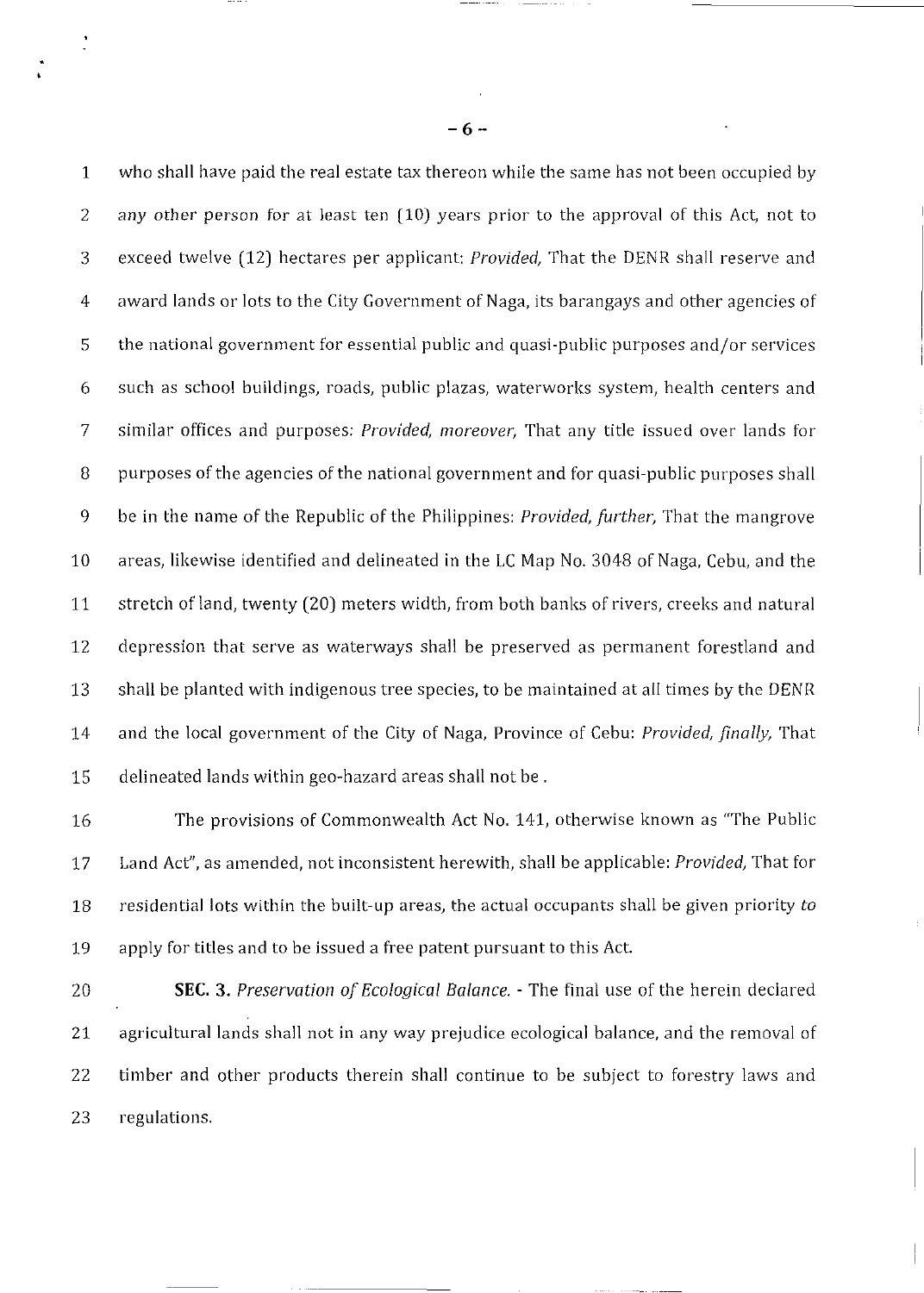who shall have paid the real estate tax thereon while the same has not been occupied by any other person for at least ten (10) years prior to the approval of this Act, not to exceed twelve (12) hectares per applicant: *Provided,* That the DENR shall reserve and award lands or lots to the City Government of Naga, its barangays and other agencies of the national government for essential public and quasi-public purposes and/or services such as school buildings, roads, public plazas, waterworks system, health centers and similar offices and purposes: *Provided, moreover,* That any title issued over lands for purposes of the agencies of the national government and for quasi-public purposes shall be in the name of the Republic of the Philippines: *Provided, further,* That the mangrove areas, likewise identified and delineated in the LC Map No. 3048 of Naga, Cebu, and the stretch of land, twenty (20) meters width, from both banks of rivers, creeks and natural depression that serve as waterways shall be preserved as permanent forestland and shall be planted with indigenous tree species, to be maintained at all times by the DENR and the local government of the City of Naga, Province of Cebu: *Provided, finally,* That delineated lands within geo-hazard areas shall not be .

The provisions of Commonwealth Act No. 141, otherwise known as "The Public Land Act", as amended, not inconsistent herewith, shall be applicable: *Provided,* That for residential lots within the built-up areas, the actual occupants shall be given priority *to* apply for titles and to be issued a free patent pursuant to this Act.

**SEC. 3.** *Preservation of Ecological Balance.* - The final use of the herein declared agricultural lands shall not in any way prejudice ecological balance, and the removal of timber and other products therein shall continue to be subject to forestry laws and regulations.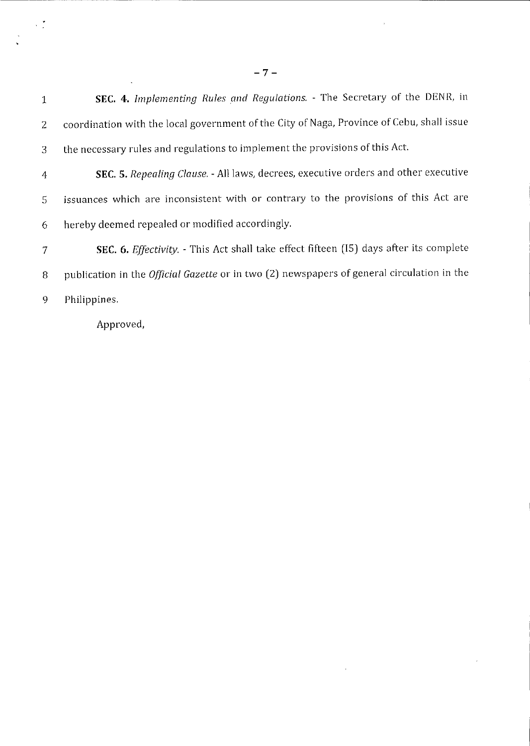**SEC. 4.** *Implementing Rules and Regulations.* - The Secretary of the DENR, in coordination with the local government of the City of Naga, Province of Cebu, shall issue the necessary rules and regulations to implement the provisions of this Act.

**SEC. 5.** *Repealing Clause.* - All laws, decrees, executive orders and other executive issuances which are inconsistent with or contrary to the provisions of this Act are hereby deemed repealed or modified accordingly.

**SEC. 6.** *Effectivity.* - This Act shall take effect fifteen (15) days after its complete publication in the *Official Gazette* or in two (2) newspapers of general circulation in the Philippines.

Approved,